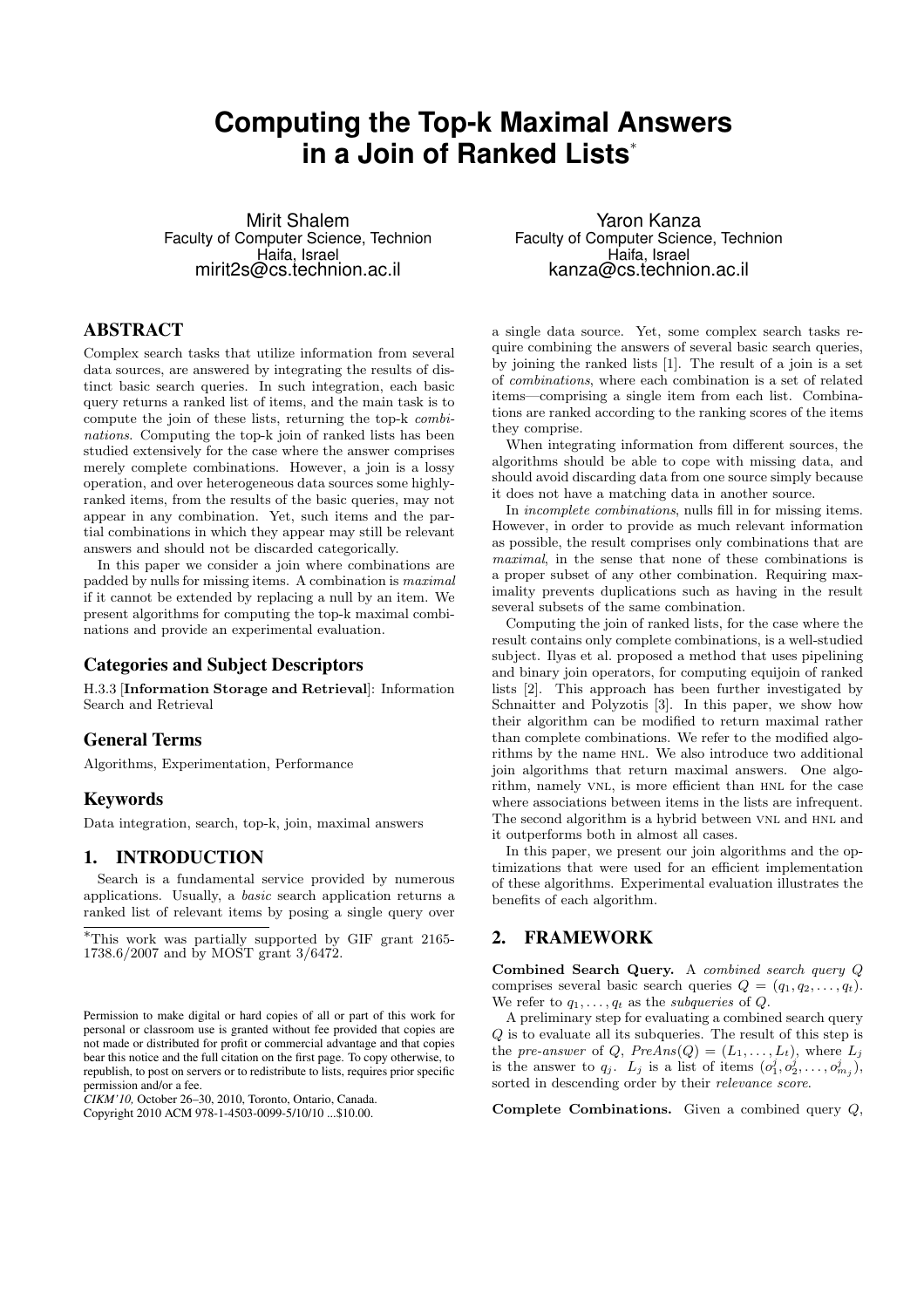# Computing the Top-k Maximal Answers in a Join of Ranked Lists*

Mirit Shalem
Faculty of Computer Science, Technion
Haifa, Israel
mirit2s@cs.technion.ac.il

Yaron Kanza
Faculty of Computer Science, Technion
Haifa, Israel
kanza@cs.technion.ac.il

## ABSTRACT

Complex search tasks that utilize information from several data sources, are answered by integrating the results of distinct basic search queries. In such integration, each basic query returns a ranked list of items, and the main task is to compute the join of these lists, returning the top-k *combinations*. Computing the top-k join of ranked lists has been studied extensively for the case where the answer comprises merely complete combinations. However, a join is a lossy operation, and over heterogeneous data sources some highly-ranked items, from the results of the basic queries, may not appear in any combination. Yet, such items and the partial combinations in which they appear may still be relevant answers and should not be discarded categorically.

In this paper we consider a join where combinations are padded by nulls for missing items. A combination is *maximal* if it cannot be extended by replacing a null by an item. We present algorithms for computing the top-k maximal combinations and provide an experimental evaluation.

### Categories and Subject Descriptors

H.3.3 [**Information Storage and Retrieval**]: Information Search and Retrieval

### General Terms

Algorithms, Experimentation, Performance

### Keywords

Data integration, search, top-k, join, maximal answers

## 1. INTRODUCTION

Search is a fundamental service provided by numerous applications. Usually, a *basic* search application returns a ranked list of relevant items by posing a single query over a single data source. Yet, some complex search tasks require combining the answers of several basic search queries, by joining the ranked lists [1]. The result of a join is a set of *combinations*, where each combination is a set of related items—comprising a single item from each list. Combinations are ranked according to the ranking scores of the items they comprise.

When integrating information from different sources, the algorithms should be able to cope with missing data, and should avoid discarding data from one source simply because it does not have a matching data in another source.

In *incomplete combinations*, nulls fill in for missing items. However, in order to provide as much relevant information as possible, the result comprises only combinations that are *maximal*, in the sense that none of these combinations is a proper subset of any other combination. Requiring maximality prevents duplications such as having in the result several subsets of the same combination.

Computing the join of ranked lists, for the case where the result contains only complete combinations, is a well-studied subject. Ilyas et al. proposed a method that uses pipelining and binary join operators, for computing equijoin of ranked lists [2]. This approach has been further investigated by Schnaitter and Polyzotis [3]. In this paper, we show how their algorithm can be modified to return maximal rather than complete combinations. We refer to the modified algorithms by the name HNL. We also introduce two additional join algorithms that return maximal answers. One algorithm, namely VNL, is more efficient than HNL for the case where associations between items in the lists are infrequent. The second algorithm is a hybrid between VNL and HNL and it outperforms both in almost all cases.

In this paper, we present our join algorithms and the optimizations that were used for an efficient implementation of these algorithms. Experimental evaluation illustrates the benefits of each algorithm.

## 2. FRAMEWORK

**Combined Search Query.** A *combined search query* $Q$ comprises several basic search queries $Q = (q_1, q_2, \ldots, q_t)$. We refer to $q_1, \ldots, q_t$ as the *subqueries* of $Q$.

A preliminary step for evaluating a combined search query $Q$ is to evaluate all its subqueries. The result of this step is the *pre-answer* of $Q$, $PreAns(Q) = (L_1, \ldots, L_t)$, where $L_j$ is the answer to $q_j$. $L_j$ is a list of items $(o_1^j, o_2^j, \ldots, o_{m_j}^j)$, sorted in descending order by their *relevance score*.

**Complete Combinations.** Given a combined query $Q$,

---

*This work was partially supported by GIF grant 2165-1738.6/2007 and by MOST grant 3/6472.

Permission to make digital or hard copies of all or part of this work for personal or classroom use is granted without fee provided that copies are not made or distributed for profit or commercial advantage and that copies bear this notice and the full citation on the first page. To copy otherwise, to republish, to post on servers or to redistribute to lists, requires prior specific permission and/or a fee.
*CIKM'10,* October 26–30, 2010, Toronto, Ontario, Canada.
Copyright 2010 ACM 978-1-4503-0099-5/10/10 ...$10.00.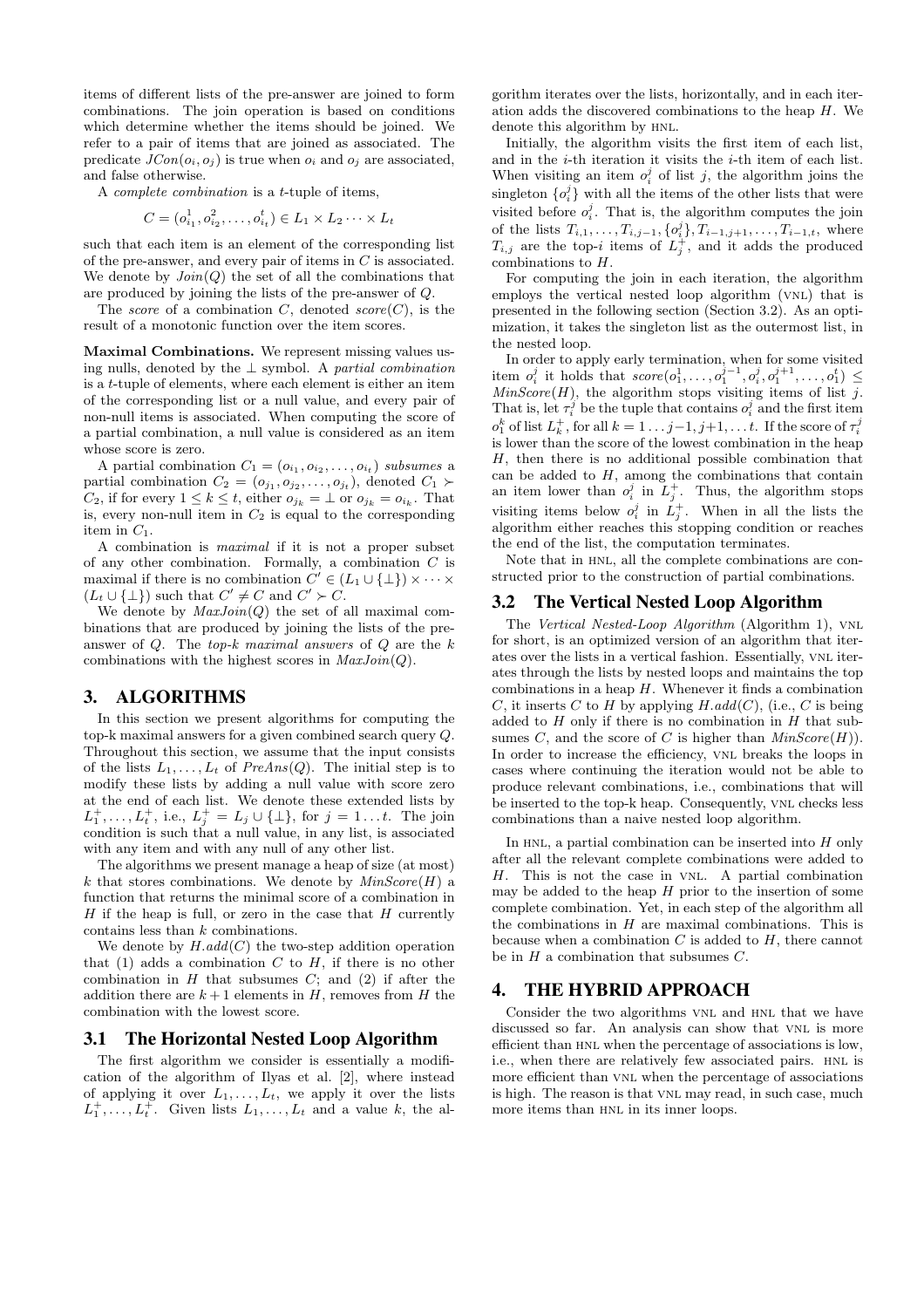items of different lists of the pre-answer are joined to form combinations. The join operation is based on conditions which determine whether the items should be joined. We refer to a pair of items that are joined as associated. The predicate $JCon(o_i, o_j)$ is true when $o_i$ and $o_j$ are associated, and false otherwise.

A *complete combination* is a $t$-tuple of items,

$$C = (o^1_{i_1}, o^2_{i_2}, \dots, o^t_{i_t}) \in L_1 \times L_2 \cdots \times L_t$$

such that each item is an element of the corresponding list of the pre-answer, and every pair of items in $C$ is associated. We denote by $Join(Q)$ the set of all the combinations that are produced by joining the lists of the pre-answer of $Q$.

The *score* of a combination $C$, denoted $score(C)$, is the result of a monotonic function over the item scores.

**Maximal Combinations.** We represent missing values using nulls, denoted by the $\perp$ symbol. A *partial combination* is a $t$-tuple of elements, where each element is either an item of the corresponding list or a null value, and every pair of non-null items is associated. When computing the score of a partial combination, a null value is considered as an item whose score is zero.

A partial combination $C_1 = (o_{i_1}, o_{i_2}, \dots, o_{i_t})$ *subsumes* a partial combination $C_2 = (o_{j_1}, o_{j_2}, \dots, o_{j_t})$, denoted $C_1 \succ C_2$, if for every $1 \le k \le t$, either $o_{j_k} = \perp$ or $o_{j_k} = o_{i_k}$. That is, every non-null item in $C_2$ is equal to the corresponding item in $C_1$.

A combination is *maximal* if it is not a proper subset of any other combination. Formally, a combination $C$ is maximal if there is no combination $C' \in (L_1 \cup \{\perp\}) \times \cdots \times (L_t \cup \{\perp\})$ such that $C' \neq C$ and $C' \succ C$.

We denote by $MaxJoin(Q)$ the set of all maximal combinations that are produced by joining the lists of the pre-answer of $Q$. The *top-k maximal answers* of $Q$ are the $k$ combinations with the highest scores in $MaxJoin(Q)$.

## 3. ALGORITHMS

In this section we present algorithms for computing the top-k maximal answers for a given combined search query $Q$. Throughout this section, we assume that the input consists of the lists $L_1, \dots, L_t$ of $PreAns(Q)$. The initial step is to modify these lists by adding a null value with score zero at the end of each list. We denote these extended lists by $L^+_1, \dots, L^+_t$, i.e., $L^+_j = L_j \cup \{\perp\}$, for $j = 1 \dots t$. The join condition is such that a null value, in any list, is associated with any item and with any null of any other list.

The algorithms we present manage a heap of size (at most) $k$ that stores combinations. We denote by $MinScore(H)$ a function that returns the minimal score of a combination in $H$ if the heap is full, or zero in the case that $H$ currently contains less than $k$ combinations.

We denote by $H.add(C)$ the two-step addition operation that (1) adds a combination $C$ to $H$, if there is no other combination in $H$ that subsumes $C$; and (2) if after the addition there are $k+1$ elements in $H$, removes from $H$ the combination with the lowest score.

### 3.1 The Horizontal Nested Loop Algorithm

The first algorithm we consider is essentially a modification of the algorithm of Ilyas et al. [2], where instead of applying it over $L_1, \dots, L_t$, we apply it over the lists $L^+_1, \dots, L^+_t$. Given lists $L_1, \dots, L_t$ and a value $k$, the algorithm iterates over the lists, horizontally, and in each iteration adds the discovered combinations to the heap $H$. We denote this algorithm by HNL.

Initially, the algorithm visits the first item of each list, and in the $i$-th iteration it visits the $i$-th item of each list. When visiting an item $o^j_i$ of list $j$, the algorithm joins the singleton $\{o^j_i\}$ with all the items of the other lists that were visited before $o^j_i$. That is, the algorithm computes the join of the lists $T_{i,1}, \dots, T_{i,j-1}, \{o^j_i\}, T_{i-1,j+1}, \dots, T_{i-1,t}$, where $T_{i,j}$ are the top-$i$ items of $L^+_j$, and it adds the produced combinations to $H$.

For computing the join in each iteration, the algorithm employs the vertical nested loop algorithm (VNL) that is presented in the following section (Section 3.2). As an optimization, it takes the singleton list as the outermost list, in the nested loop.

In order to apply early termination, when for some visited item $o^j_i$ it holds that $score(o^1_1, \dots, o^{j-1}_1, o^j_i, o^{j+1}_1, \dots, o^t_1) \le MinScore(H)$, the algorithm stops visiting items of list $j$. That is, let $\tau^j_i$ be the tuple that contains $o^j_i$ and the first item $o^k_1$ of list $L^+_k$, for all $k = 1 \dots j-1, j+1, \dots t$. If the score of $\tau^j_i$ is lower than the score of the lowest combination in the heap $H$, then there is no additional possible combination that can be added to $H$, among the combinations that contain an item lower than $o^j_i$ in $L^+_j$. Thus, the algorithm stops visiting items below $o^j_i$ in $L^+_j$. When in all the lists the algorithm either reaches this stopping condition or reaches the end of the list, the computation terminates.

Note that in HNL, all the complete combinations are constructed prior to the construction of partial combinations.

### 3.2 The Vertical Nested Loop Algorithm

The *Vertical Nested-Loop Algorithm* (Algorithm 1), VNL for short, is an optimized version of an algorithm that iterates over the lists in a vertical fashion. Essentially, VNL iterates through the lists by nested loops and maintains the top combinations in a heap $H$. Whenever it finds a combination $C$, it inserts $C$ to $H$ by applying $H.add(C)$, (i.e., $C$ is being added to $H$ only if there is no combination in $H$ that subsumes $C$, and the score of $C$ is higher than $MinScore(H)$). In order to increase the efficiency, VNL breaks the loops in cases where continuing the iteration would not be able to produce relevant combinations, i.e., combinations that will be inserted to the top-k heap. Consequently, VNL checks less combinations than a naive nested loop algorithm.

In HNL, a partial combination can be inserted into $H$ only after all the relevant complete combinations were added to $H$. This is not the case in VNL. A partial combination may be added to the heap $H$ prior to the insertion of some complete combination. Yet, in each step of the algorithm all the combinations in $H$ are maximal combinations. This is because when a combination $C$ is added to $H$, there cannot be in $H$ a combination that subsumes $C$.

## 4. THE HYBRID APPROACH

Consider the two algorithms VNL and HNL that we have discussed so far. An analysis can show that VNL is more efficient than HNL when the percentage of associations is low, i.e., when there are relatively few associated pairs. HNL is more efficient than VNL when the percentage of associations is high. The reason is that VNL may read, in such case, much more items than HNL in its inner loops.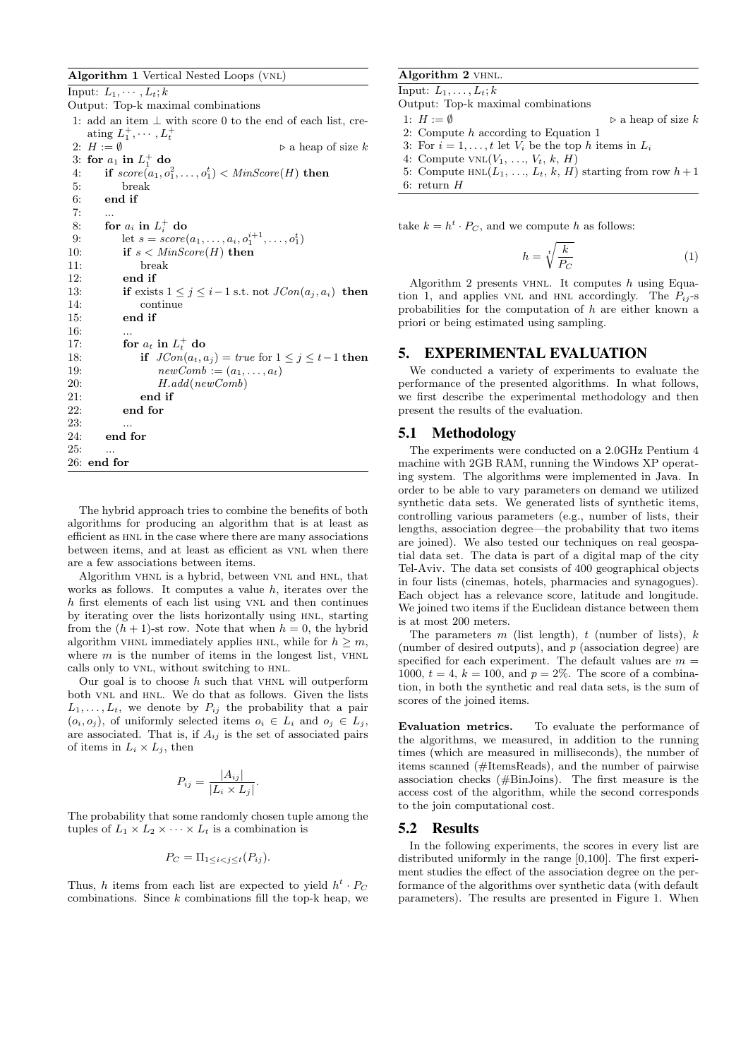**Algorithm 1** Vertical Nested Loops (VNL)

Input: $L_1, \cdots, L_t; k$
Output: Top-k maximal combinations

```
1: add an item ⊥ with score 0 to the end of each list, creating L_1^+, ..., L_t^+
2: H := ∅                                  ▷ a heap of size k
3: for a_1 in L_1^+ do
4:     if score(a_1, o_1^2, ..., o_1^t) < MinScore(H) then
5:         break
6:     end if
7:     ...
8:     for a_i in L_i^+ do
9:         let s = score(a_1, ..., a_i, o_1^{i+1}, ..., o_1^t)
10:        if s < MinScore(H) then
11:            break
12:        end if
13:        if exists 1 ≤ j ≤ i−1 s.t. not JCon(a_j, a_i) then
14:            continue
15:        end if
16:        ...
17:        for a_t in L_t^+ do
18:            if JCon(a_t, a_j) = true for 1 ≤ j ≤ t−1 then
19:                newComb := (a_1, ..., a_t)
20:                H.add(newComb)
21:            end if
22:        end for
23:        ...
24:    end for
25:    ...
26: end for
```

The hybrid approach tries to combine the benefits of both algorithms for producing an algorithm that is at least as efficient as HNL in the case where there are many associations between items, and at least as efficient as VNL when there are a few associations between items.

Algorithm VHNL is a hybrid, between VNL and HNL, that works as follows. It computes a value $h$, iterates over the $h$ first elements of each list using VNL and then continues by iterating over the lists horizontally using HNL, starting from the $(h+1)$-st row. Note that when $h = 0$, the hybrid algorithm VHNL immediately applies HNL, while for $h \geq m$, where $m$ is the number of items in the longest list, VHNL calls only to VNL, without switching to HNL.

Our goal is to choose $h$ such that VHNL will outperform both VNL and HNL. Given the lists $L_1, \ldots, L_t$, we denote by $P_{ij}$ the probability that a pair $(o_i, o_j)$, of uniformly selected items $o_i \in L_i$ and $o_j \in L_j$, are associated. That is, if $A_{ij}$ is the set of associated pairs of items in $L_i \times L_j$, then

$$P_{ij} = \frac{|A_{ij}|}{|L_i \times L_j|}.$$

The probability that some randomly chosen tuple among the tuples of $L_1 \times L_2 \times \cdots \times L_t$ is a combination is

$$P_C = \Pi_{1 \leq i < j \leq t}(P_{ij}).$$

Thus, $h$ items from each list are expected to yield $h^t \cdot P_C$ combinations. Since $k$ combinations fill the top-k heap, we take $k = h^t \cdot P_C$, and we compute $h$ as follows:

$$h = \sqrt[t]{\frac{k}{P_C}} \tag{1}$$

**Algorithm 2** VHNL.

Input: $L_1, \ldots, L_t; k$
Output: Top-k maximal combinations

```
1: H := ∅                                  ▷ a heap of size k
2: Compute h according to Equation 1
3: For i = 1, ..., t let V_i be the top h items in L_i
4: Compute VNL(V_1, ..., V_t, k, H)
5: Compute HNL(L_1, ..., L_t, k, H) starting from row h+1
6: return H
```

Algorithm 2 presents VHNL. It computes $h$ using Equation 1, and applies VNL and HNL accordingly. The $P_{ij}$-s probabilities for the computation of $h$ are either known a priori or being estimated using sampling.

# 5. EXPERIMENTAL EVALUATION

We conducted a variety of experiments to evaluate the performance of the presented algorithms. In what follows, we first describe the experimental methodology and then present the results of the evaluation.

## 5.1 Methodology

The experiments were conducted on a 2.0GHz Pentium 4 machine with 2GB RAM, running the Windows XP operating system. The algorithms were implemented in Java. In order to be able to vary parameters on demand we utilized synthetic data sets. We generated lists of synthetic items, controlling various parameters (e.g., number of lists, their lengths, association degree—the probability that two items are joined). We also tested our techniques on real geospatial data set. The data is part of a digital map of the city Tel-Aviv. The data set consists of 400 geographical objects in four lists (cinemas, hotels, pharmacies and synagogues). Each object has a relevance score, latitude and longitude. We joined two items if the Euclidean distance between them is at most 200 meters.

The parameters $m$ (list length), $t$ (number of lists), $k$ (number of desired outputs), and $p$ (association degree) are specified for each experiment. The default values are $m = 1000$, $t = 4$, $k = 100$, and $p = 2\%$. The score of a combination, in both the synthetic and real data sets, is the sum of scores of the joined items.

**Evaluation metrics.** To evaluate the performance of the algorithms, we measured, in addition to the running times (which are measured in milliseconds), the number of items scanned (#ItemsReads), and the number of pairwise association checks (#BinJoins). The first measure is the access cost of the algorithm, while the second corresponds to the join computational cost.

## 5.2 Results

In the following experiments, the scores in every list are distributed uniformly in the range [0,100]. The first experiment studies the effect of the association degree on the performance of the algorithms over synthetic data (with default parameters). The results are presented in Figure 1. When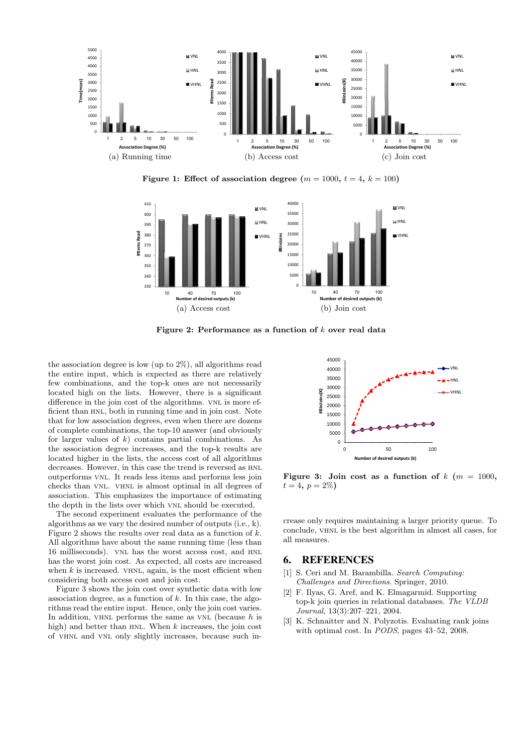5000
4500
4000
3500
3000
2500
2000
1500
1000
500
0

Time(msec)

1 2 5 10 30 50 100

Association Degree (%)

VNL
HNL
VHNL

(a) Running time

4000
3500
3000
2500
2000
1500
1000
500
0

#Items Read

1 2 5 10 30 50 100

Association Degree (%)

VNL
HNL
VHNL

(b) Access cost

45000
40000
35000
30000
25000
20000
15000
10000
5000
0

#BinJoins(K)

1 2 5 10 30 50 100

Association Degree (%)

VNL
HNL
VHNL

(c) Join cost

**Figure 1: Effect of association degree ($m = 1000$, $t = 4$, $k = 100$)**

410
400
390
380
370
360
350
340
330

#Items Read

10 40 70 100

Number of desired outputs (k)

VNL
HNL
VHNL

(a) Access cost

40000
35000
30000
25000
20000
15000
10000
5000
0

#BinJoins

10 40 70 100

Number of desired outputs (k)

VNL
HNL
VHNL

(b) Join cost

**Figure 2: Performance as a function of $k$ over real data**

the association degree is low (up to 2%), all algorithms read the entire input, which is expected as there are relatively few combinations, and the top-k ones are not necessarily located high on the lists. However, there is a significant difference in the join cost of the algorithms. VNL is more efficient than HNL, both in running time and in join cost. Note that for low association degrees, even when there are dozens of complete combinations, the top-10 answer (and obviously for larger values of $k$) contains partial combinations. As the association degree increases, and the top-k results are located higher in the lists, the access cost of all algorithms decreases. However, in this case the trend is reversed as HNL outperforms VNL. It reads less items and performs less join checks than VNL. VHNL is almost optimal in all degrees of association. This emphasizes the importance of estimating the depth in the lists over which VNL should be executed.

The second experiment evaluates the performance of the algorithms as we vary the desired number of outputs (i.e., k). Figure 2 shows the results over real data as a function of $k$. All algorithms have about the same running time (less than 16 milliseconds). VNL has the worst access cost, and HNL has the worst join cost. As expected, all costs are increased when $k$ is increased. VHNL, again, is the most efficient when considering both access cost and join cost.

Figure 3 shows the join cost over synthetic data with low association degree, as a function of $k$. In this case, the algorithms read the entire input. Hence, only the join cost varies. In addition, VHNL performs the same as VNL (because $h$ is high) and better than HNL. When $k$ increases, the join cost of VHNL and VNL only slightly increases, because such increase only requires maintaining a larger priority queue. To conclude, VHNL is the best algorithm in almost all cases, for all measures.

45000
40000
35000
30000
25000
20000
15000
10000
5000
0

#BinJoins(K)

0 50 100

Number of desired outputs (k)

VNL
HNL
VHNL

**Figure 3: Join cost as a function of $k$ ($m = 1000$, $t = 4$, $p = 2\%$)**

## 6. REFERENCES

[1] S. Ceri and M. Barambilla. *Search Computing: Challenges and Directions*. Springer, 2010.

[2] F. Ilyas, G. Aref, and K. Elmagarmid. Supporting top-k join queries in relational databases. *The VLDB Journal*, 13(3):207–221, 2004.

[3] K. Schnaitter and N. Polyzotis. Evaluating rank joins with optimal cost. In *PODS*, pages 43–52, 2008.